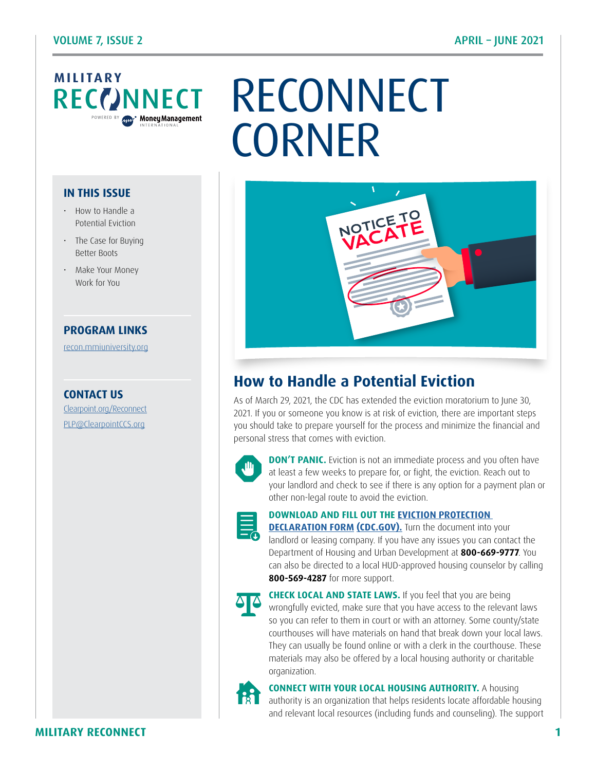MILITARY RECONNECT

POWERED BY Money Management INTERNATIONAL

# RECONNECT CORNER

## IN THIS ISSUE

- How to Handle a Potential Eviction
- The Case for Buying Better Boots
- Make Your Money Work for You

## PROGRAM LINKS

recon.mmiuniversity.org

## CONTACT US

Clearpoint.org/Reconnect

PLP@ClearpointCCS.org

## How to Handle a Potential Eviction

As of March 29, 2021, the CDC has extended the eviction moratorium to June 30, 2021. If you or someone you know is at risk of eviction, there are important steps you should take to prepare yourself for the process and minimize the financial and personal stress that comes with eviction.

**DON'T PANIC.** Eviction is not an immediate process and you often have at least a few weeks to prepare for, or fight, the eviction. Reach out to your landlord and check to see if there is any option for a payment plan or other non-legal route to avoid the eviction.

**DOWNLOAD AND FILL OUT THE EVICTION PROTECTION DECLARATION FORM (CDC.GOV).** Turn the document into your landlord or leasing company. If you have any issues you can contact the Department of Housing and Urban Development at **800-669-9777**. You can also be directed to a local HUD-approved housing counselor by calling **800-569-4287** for more support.

**CHECK LOCAL AND STATE LAWS.** If you feel that you are being wrongfully evicted, make sure that you have access to the relevant laws so you can refer to them in court or with an attorney. Some county/state courthouses will have materials on hand that break down your local laws. They can usually be found online or with a clerk in the courthouse. These materials may also be offered by a local housing authority or charitable organization.

**CONNECT WITH YOUR LOCAL HOUSING AUTHORITY.** A housing authority is an organization that helps residents locate affordable housing and relevant local resources (including funds and counseling). The support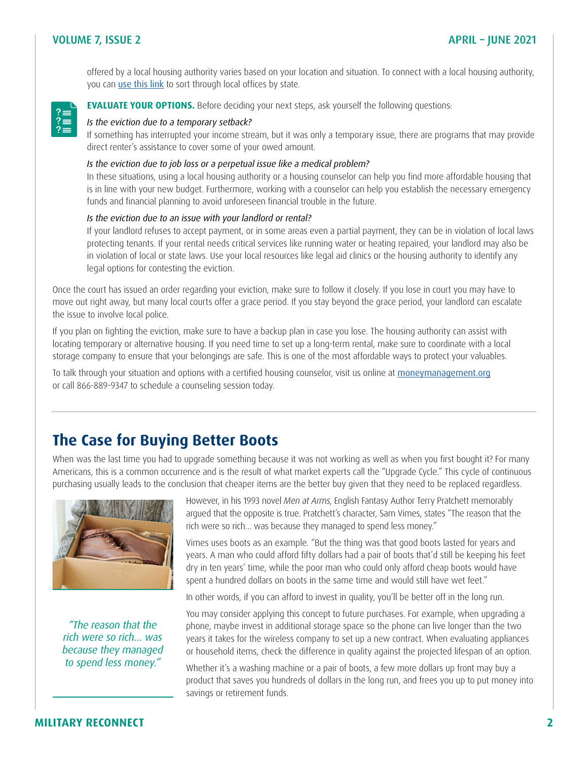offered by a local housing authority varies based on your location and situation. To connect with a local housing authority, you can use this link to sort through local offices by state.

**EVALUATE YOUR OPTIONS.** Before deciding your next steps, ask yourself the following questions:

*Is the eviction due to a temporary setback?*

If something has interrupted your income stream, but it was only a temporary issue, there are programs that may provide direct renter's assistance to cover some of your owed amount.

*Is the eviction due to job loss or a perpetual issue like a medical problem?*

In these situations, using a local housing authority or a housing counselor can help you find more affordable housing that is in line with your new budget. Furthermore, working with a counselor can help you establish the necessary emergency funds and financial planning to avoid unforeseen financial trouble in the future.

*Is the eviction due to an issue with your landlord or rental?*

If your landlord refuses to accept payment, or in some areas even a partial payment, they can be in violation of local laws protecting tenants. If your rental needs critical services like running water or heating repaired, your landlord may also be in violation of local or state laws. Use your local resources like legal aid clinics or the housing authority to identify any legal options for contesting the eviction.

Once the court has issued an order regarding your eviction, make sure to follow it closely. If you lose in court you may have to move out right away, but many local courts offer a grace period. If you stay beyond the grace period, your landlord can escalate the issue to involve local police.

If you plan on fighting the eviction, make sure to have a backup plan in case you lose. The housing authority can assist with locating temporary or alternative housing. If you need time to set up a long-term rental, make sure to coordinate with a local storage company to ensure that your belongings are safe. This is one of the most affordable ways to protect your valuables.

To talk through your situation and options with a certified housing counselor, visit us online at moneymanagement.org or call 866-889-9347 to schedule a counseling session today.

## The Case for Buying Better Boots

When was the last time you had to upgrade something because it was not working as well as when you first bought it? For many Americans, this is a common occurrence and is the result of what market experts call the "Upgrade Cycle." This cycle of continuous purchasing usually leads to the conclusion that cheaper items are the better buy given that they need to be replaced regardless.

However, in his 1993 novel *Men at Arms*, English Fantasy Author Terry Pratchett memorably argued that the opposite is true. Pratchett's character, Sam Vimes, states "The reason that the rich were so rich… was because they managed to spend less money."

Vimes uses boots as an example. "But the thing was that good boots lasted for years and years. A man who could afford fifty dollars had a pair of boots that'd still be keeping his feet dry in ten years' time, while the poor man who could only afford cheap boots would have spent a hundred dollars on boots in the same time and would still have wet feet."

In other words, if you can afford to invest in quality, you'll be better off in the long run.

You may consider applying this concept to future purchases. For example, when upgrading a phone, maybe invest in additional storage space so the phone can live longer than the two years it takes for the wireless company to set up a new contract. When evaluating appliances or household items, check the difference in quality against the projected lifespan of an option.

Whether it's a washing machine or a pair of boots, a few more dollars up front may buy a product that saves you hundreds of dollars in the long run, and frees you up to put money into savings or retirement funds.

*"The reason that the rich were so rich… was because they managed to spend less money."*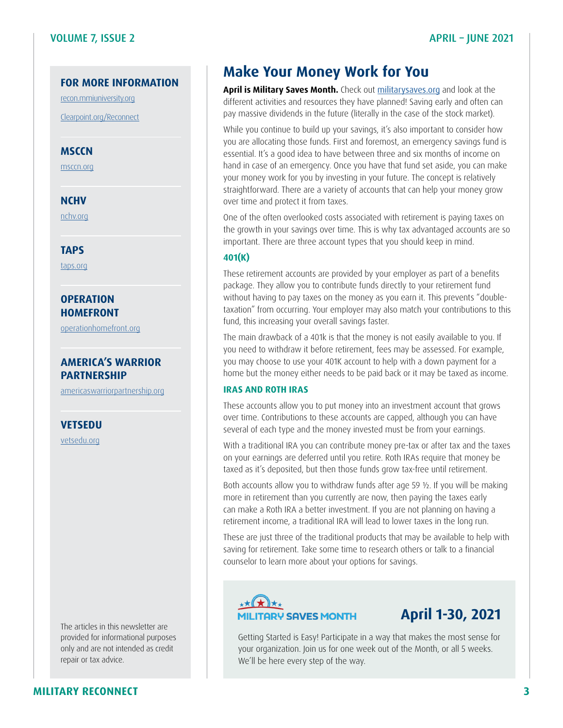# Make Your Money Work for You

**April is Military Saves Month.** Check out militarysaves.org and look at the different activities and resources they have planned! Saving early and often can pay massive dividends in the future (literally in the case of the stock market).

While you continue to build up your savings, it's also important to consider how you are allocating those funds. First and foremost, an emergency savings fund is essential. It's a good idea to have between three and six months of income on hand in case of an emergency. Once you have that fund set aside, you can make your money work for you by investing in your future. The concept is relatively straightforward. There are a variety of accounts that can help your money grow over time and protect it from taxes.

One of the often overlooked costs associated with retirement is paying taxes on the growth in your savings over time. This is why tax advantaged accounts are so important. There are three account types that you should keep in mind.

### 401(K)

These retirement accounts are provided by your employer as part of a benefits package. They allow you to contribute funds directly to your retirement fund without having to pay taxes on the money as you earn it. This prevents "double-taxation" from occurring. Your employer may also match your contributions to this fund, this increasing your overall savings faster.

The main drawback of a 401k is that the money is not easily available to you. If you need to withdraw it before retirement, fees may be assessed. For example, you may choose to use your 401K account to help with a down payment for a home but the money either needs to be paid back or it may be taxed as income.

### IRAS AND ROTH IRAS

These accounts allow you to put money into an investment account that grows over time. Contributions to these accounts are capped, although you can have several of each type and the money invested must be from your earnings.

With a traditional IRA you can contribute money pre-tax or after tax and the taxes on your earnings are deferred until you retire. Roth IRAs require that money be taxed as it's deposited, but then those funds grow tax-free until retirement.

Both accounts allow you to withdraw funds after age 59 ½. If you will be making more in retirement than you currently are now, then paying the taxes early can make a Roth IRA a better investment. If you are not planning on having a retirement income, a traditional IRA will lead to lower taxes in the long run.

These are just three of the traditional products that may be available to help with saving for retirement. Take some time to research others or talk to a financial counselor to learn more about your options for savings.

MILITARY SAVES MONTH

**April 1-30, 2021**

Getting Started is Easy! Participate in a way that makes the most sense for your organization. Join us for one week out of the Month, or all 5 weeks. We'll be here every step of the way.

## FOR MORE INFORMATION

recon.mmiuniversity.org

Clearpoint.org/Reconnect

### MSCCN

msccn.org

### NCHV

nchv.org

### TAPS

taps.org

### OPERATION HOMEFRONT

operationhomefront.org

### AMERICA'S WARRIOR PARTNERSHIP

americaswarriorpartnership.org

### VETSEDU

vetsedu.org

The articles in this newsletter are provided for informational purposes only and are not intended as credit repair or tax advice.